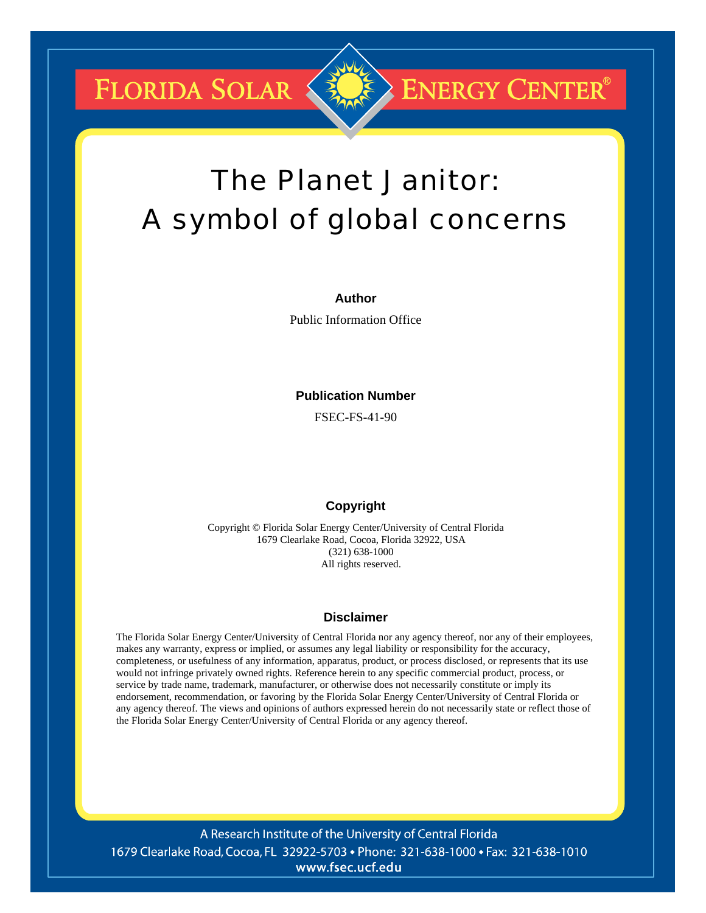FLORIDA SOLAR ENERGY CENTER®

# The Planet Janitor: A symbol of global concerns

**Author**

Public Information Office

**Publication Number**

FSEC-FS-41-90

**Copyright**

Copyright © Florida Solar Energy Center/University of Central Florida
1679 Clearlake Road, Cocoa, Florida 32922, USA
(321) 638-1000
All rights reserved.

**Disclaimer**

The Florida Solar Energy Center/University of Central Florida nor any agency thereof, nor any of their employees, makes any warranty, express or implied, or assumes any legal liability or responsibility for the accuracy, completeness, or usefulness of any information, apparatus, product, or process disclosed, or represents that its use would not infringe privately owned rights. Reference herein to any specific commercial product, process, or service by trade name, trademark, manufacturer, or otherwise does not necessarily constitute or imply its endorsement, recommendation, or favoring by the Florida Solar Energy Center/University of Central Florida or any agency thereof. The views and opinions of authors expressed herein do not necessarily state or reflect those of the Florida Solar Energy Center/University of Central Florida or any agency thereof.

A Research Institute of the University of Central Florida
1679 Clearlake Road, Cocoa, FL 32922-5703 • Phone: 321-638-1000 • Fax: 321-638-1010
www.fsec.ucf.edu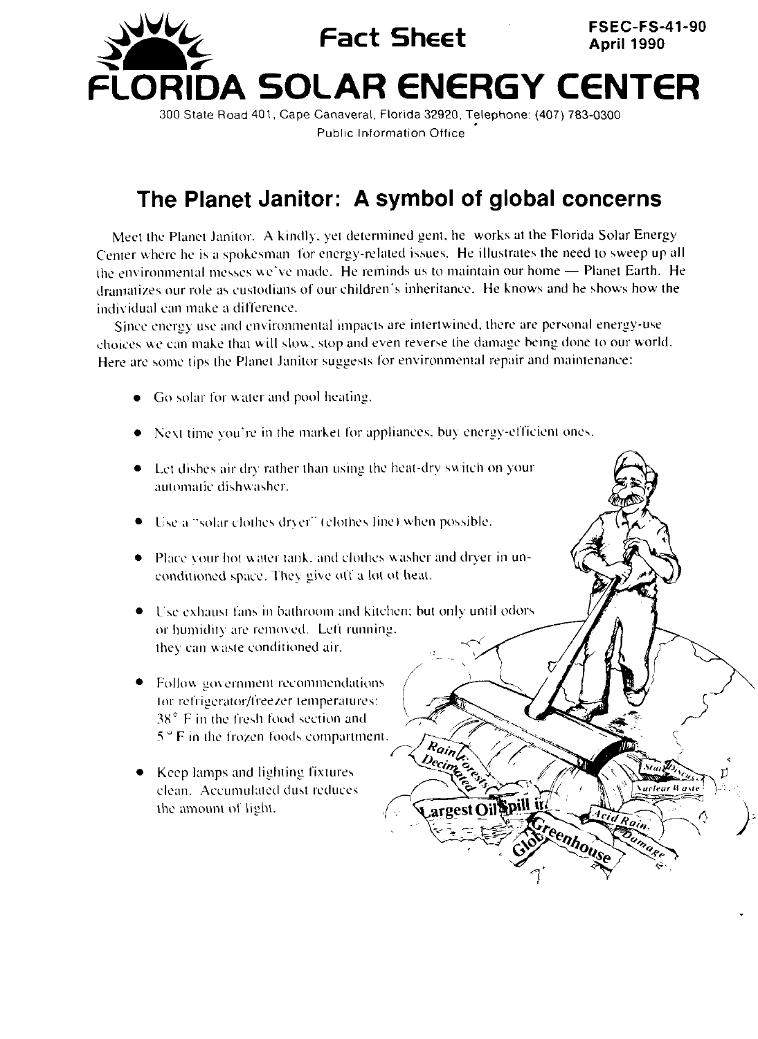**Fact Sheet**

FSEC-FS-41-90
April 1990

# FLORIDA SOLAR ENERGY CENTER

300 State Road 401, Cape Canaveral, Florida 32920, Telephone: (407) 783-0300
Public Information Office

## The Planet Janitor: A symbol of global concerns

Meet the Planet Janitor. A kindly, yet determined gent, he works at the Florida Solar Energy Center where he is a spokesman for energy-related issues. He illustrates the need to sweep up all the environmental messes we've made. He reminds us to maintain our home — Planet Earth. He dramatizes our role as custodians of our children's inheritance. He knows and he shows how the individual can make a difference.

Since energy use and environmental impacts are intertwined, there are personal energy-use choices we can make that will slow, stop and even reverse the damage being done to our world. Here are some tips the Planet Janitor suggests for environmental repair and maintenance:

- Go solar for water and pool heating.
- Next time you're in the market for appliances, buy energy-efficient ones.
- Let dishes air dry rather than using the heat-dry switch on your automatic dishwasher.
- Use a "solar clothes dryer" (clothes line) when possible.
- Place your hot water tank, and clothes washer and dryer in unconditioned space. They give off a lot of heat.
- Use exhaust fans in bathroom and kitchen; but only until odors or humidity are removed. Left running, they can waste conditioned air.
- Follow government recommendations for refrigerator/freezer temperatures: 38° F in the fresh food section and 5° F in the frozen foods compartment.
- Keep lamps and lighting fixtures clean. Accumulated dust reduces the amount of light.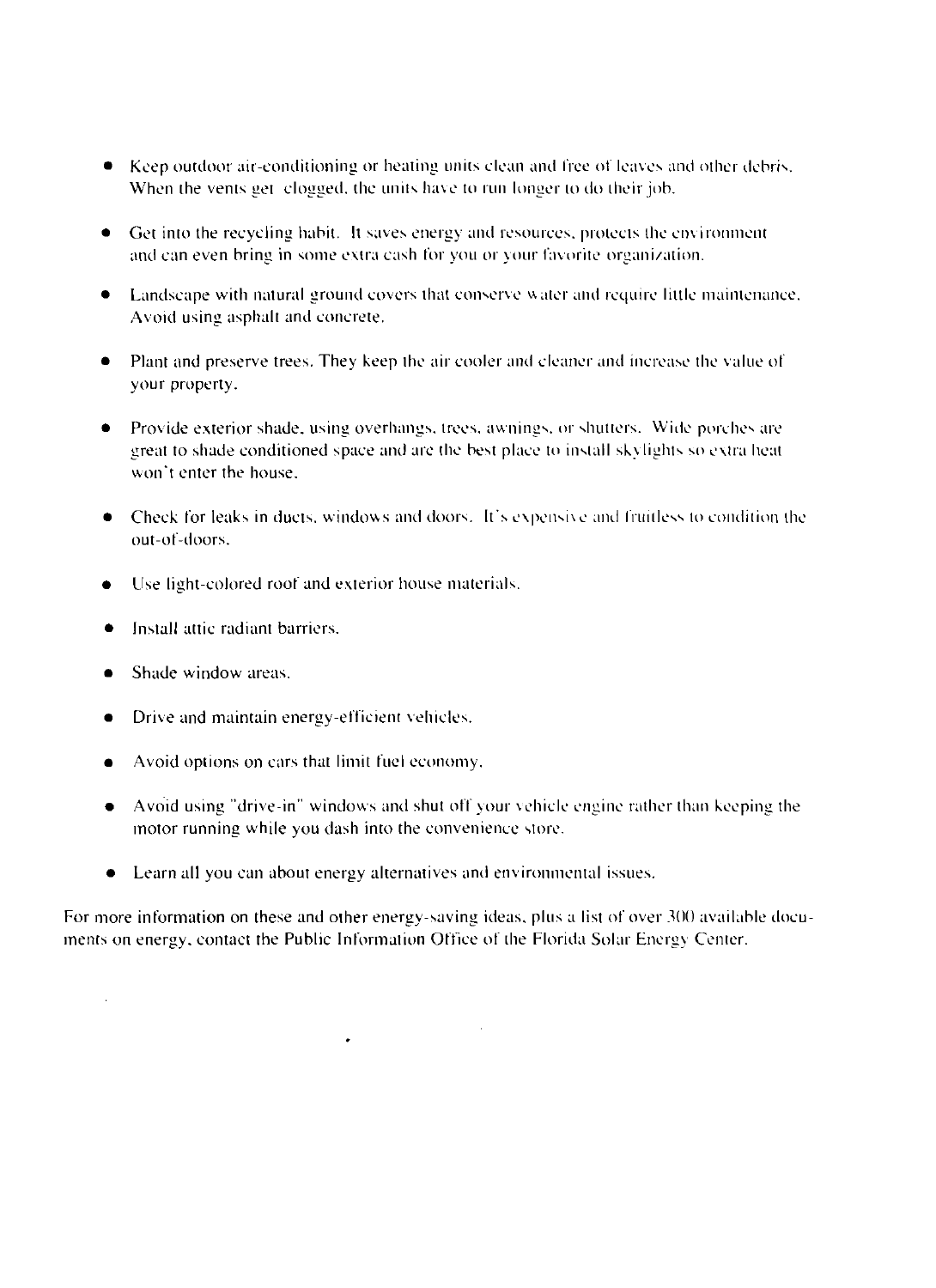- Keep outdoor air-conditioning or heating units clean and free of leaves and other debris. When the vents get clogged, the units have to run longer to do their job.

- Get into the recycling habit. It saves energy and resources, protects the environment and can even bring in some extra cash for you or your favorite organization.

- Landscape with natural ground covers that conserve water and require little maintenance. Avoid using asphalt and concrete.

- Plant and preserve trees. They keep the air cooler and cleaner and increase the value of your property.

- Provide exterior shade, using overhangs, trees, awnings, or shutters. Wide porches are great to shade conditioned space and are the best place to install skylights so extra heat won't enter the house.

- Check for leaks in ducts, windows and doors. It's expensive and fruitless to condition the out-of-doors.

- Use light-colored roof and exterior house materials.

- Install attic radiant barriers.

- Shade window areas.

- Drive and maintain energy-efficient vehicles.

- Avoid options on cars that limit fuel economy.

- Avoid using "drive-in" windows and shut off your vehicle engine rather than keeping the motor running while you dash into the convenience store.

- Learn all you can about energy alternatives and environmental issues.

For more information on these and other energy-saving ideas, plus a list of over 300 available documents on energy, contact the Public Information Office of the Florida Solar Energy Center.